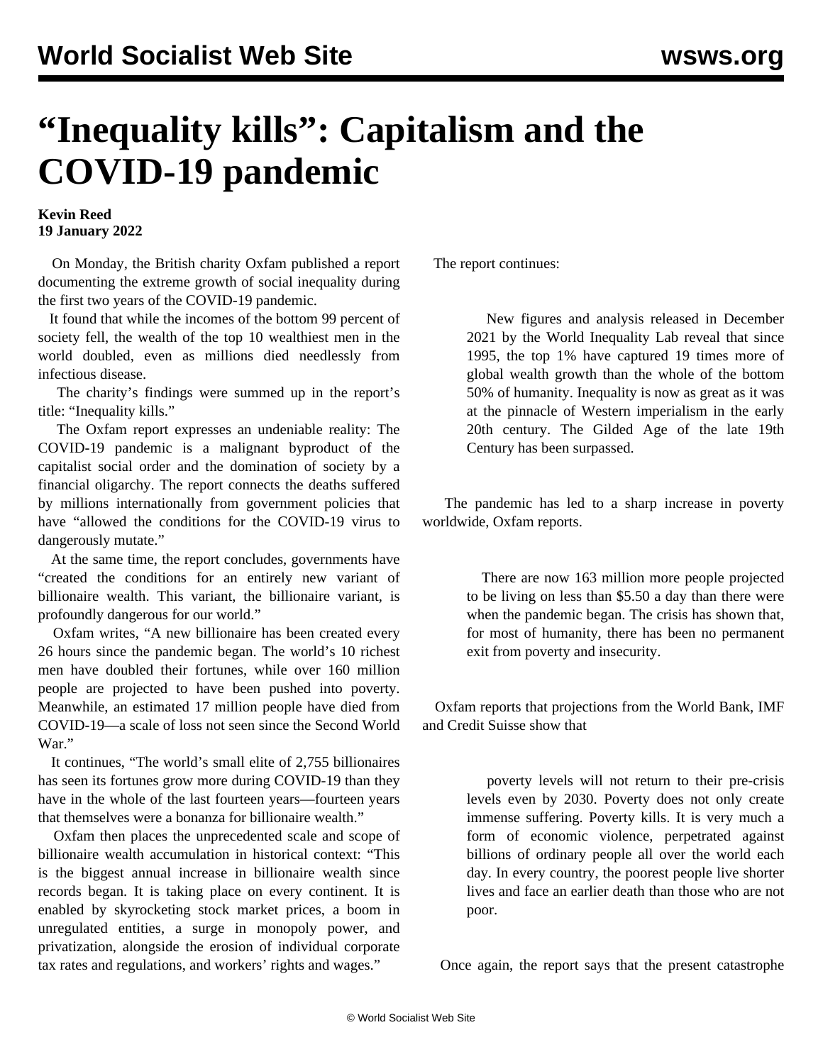# “Inequality kills”: Capitalism and the COVID-19 pandemic

**Kevin Reed**
**19 January 2022**

On Monday, the British charity Oxfam published a report documenting the extreme growth of social inequality during the first two years of the COVID-19 pandemic.

It found that while the incomes of the bottom 99 percent of society fell, the wealth of the top 10 wealthiest men in the world doubled, even as millions died needlessly from infectious disease.

The charity’s findings were summed up in the report’s title: “Inequality kills.”

The Oxfam report expresses an undeniable reality: The COVID-19 pandemic is a malignant byproduct of the capitalist social order and the domination of society by a financial oligarchy. The report connects the deaths suffered by millions internationally from government policies that have “allowed the conditions for the COVID-19 virus to dangerously mutate.”

At the same time, the report concludes, governments have “created the conditions for an entirely new variant of billionaire wealth. This variant, the billionaire variant, is profoundly dangerous for our world.”

Oxfam writes, “A new billionaire has been created every 26 hours since the pandemic began. The world’s 10 richest men have doubled their fortunes, while over 160 million people are projected to have been pushed into poverty. Meanwhile, an estimated 17 million people have died from COVID-19—a scale of loss not seen since the Second World War.”

It continues, “The world’s small elite of 2,755 billionaires has seen its fortunes grow more during COVID-19 than they have in the whole of the last fourteen years—fourteen years that themselves were a bonanza for billionaire wealth.”

Oxfam then places the unprecedented scale and scope of billionaire wealth accumulation in historical context: “This is the biggest annual increase in billionaire wealth since records began. It is taking place on every continent. It is enabled by skyrocketing stock market prices, a boom in unregulated entities, a surge in monopoly power, and privatization, alongside the erosion of individual corporate tax rates and regulations, and workers’ rights and wages.”

The report continues:

> New figures and analysis released in December 2021 by the World Inequality Lab reveal that since 1995, the top 1% have captured 19 times more of global wealth growth than the whole of the bottom 50% of humanity. Inequality is now as great as it was at the pinnacle of Western imperialism in the early 20th century. The Gilded Age of the late 19th Century has been surpassed.

The pandemic has led to a sharp increase in poverty worldwide, Oxfam reports.

> There are now 163 million more people projected to be living on less than $5.50 a day than there were when the pandemic began. The crisis has shown that, for most of humanity, there has been no permanent exit from poverty and insecurity.

Oxfam reports that projections from the World Bank, IMF and Credit Suisse show that

> poverty levels will not return to their pre-crisis levels even by 2030. Poverty does not only create immense suffering. Poverty kills. It is very much a form of economic violence, perpetrated against billions of ordinary people all over the world each day. In every country, the poorest people live shorter lives and face an earlier death than those who are not poor.

Once again, the report says that the present catastrophe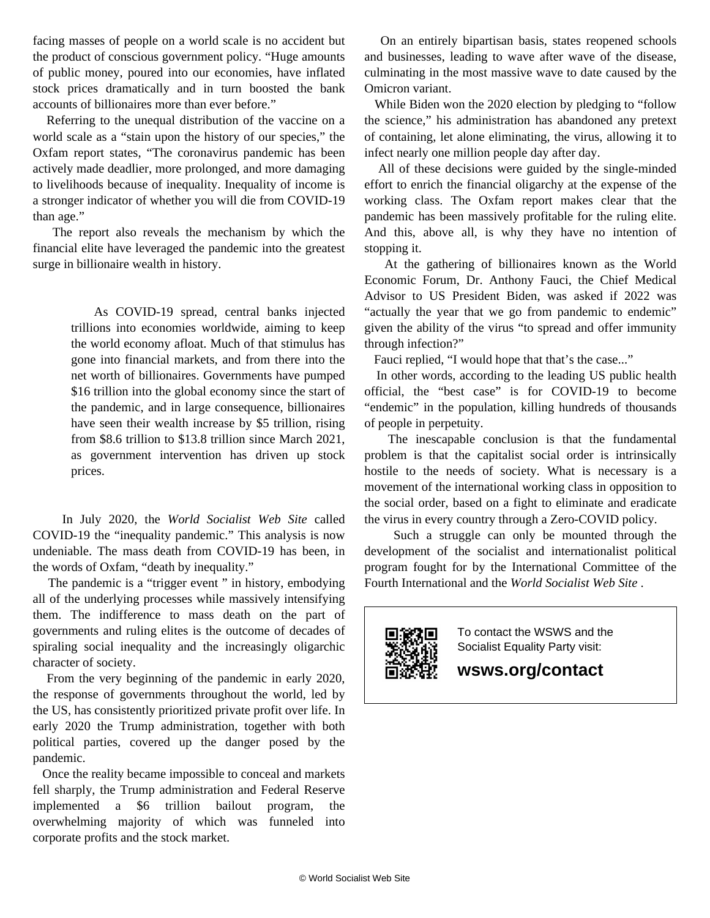facing masses of people on a world scale is no accident but the product of conscious government policy. "Huge amounts of public money, poured into our economies, have inflated stock prices dramatically and in turn boosted the bank accounts of billionaires more than ever before."

Referring to the unequal distribution of the vaccine on a world scale as a "stain upon the history of our species," the Oxfam report states, "The coronavirus pandemic has been actively made deadlier, more prolonged, and more damaging to livelihoods because of inequality. Inequality of income is a stronger indicator of whether you will die from COVID-19 than age."

The report also reveals the mechanism by which the financial elite have leveraged the pandemic into the greatest surge in billionaire wealth in history.

> As COVID-19 spread, central banks injected trillions into economies worldwide, aiming to keep the world economy afloat. Much of that stimulus has gone into financial markets, and from there into the net worth of billionaires. Governments have pumped $16 trillion into the global economy since the start of the pandemic, and in large consequence, billionaires have seen their wealth increase by $5 trillion, rising from $8.6 trillion to $13.8 trillion since March 2021, as government intervention has driven up stock prices.

In July 2020, the *World Socialist Web Site* called COVID-19 the "inequality pandemic." This analysis is now undeniable. The mass death from COVID-19 has been, in the words of Oxfam, "death by inequality."

The pandemic is a "trigger event " in history, embodying all of the underlying processes while massively intensifying them. The indifference to mass death on the part of governments and ruling elites is the outcome of decades of spiraling social inequality and the increasingly oligarchic character of society.

From the very beginning of the pandemic in early 2020, the response of governments throughout the world, led by the US, has consistently prioritized private profit over life. In early 2020 the Trump administration, together with both political parties, covered up the danger posed by the pandemic.

Once the reality became impossible to conceal and markets fell sharply, the Trump administration and Federal Reserve implemented a $6 trillion bailout program, the overwhelming majority of which was funneled into corporate profits and the stock market.

On an entirely bipartisan basis, states reopened schools and businesses, leading to wave after wave of the disease, culminating in the most massive wave to date caused by the Omicron variant.

While Biden won the 2020 election by pledging to "follow the science," his administration has abandoned any pretext of containing, let alone eliminating, the virus, allowing it to infect nearly one million people day after day.

All of these decisions were guided by the single-minded effort to enrich the financial oligarchy at the expense of the working class. The Oxfam report makes clear that the pandemic has been massively profitable for the ruling elite. And this, above all, is why they have no intention of stopping it.

At the gathering of billionaires known as the World Economic Forum, Dr. Anthony Fauci, the Chief Medical Advisor to US President Biden, was asked if 2022 was "actually the year that we go from pandemic to endemic" given the ability of the virus "to spread and offer immunity through infection?"

Fauci replied, "I would hope that that's the case..."

In other words, according to the leading US public health official, the "best case" is for COVID-19 to become "endemic" in the population, killing hundreds of thousands of people in perpetuity.

The inescapable conclusion is that the fundamental problem is that the capitalist social order is intrinsically hostile to the needs of society. What is necessary is a movement of the international working class in opposition to the social order, based on a fight to eliminate and eradicate the virus in every country through a Zero-COVID policy.

Such a struggle can only be mounted through the development of the socialist and internationalist political program fought for by the International Committee of the Fourth International and the *World Socialist Web Site* .

To contact the WSWS and the Socialist Equality Party visit:

**wsws.org/contact**